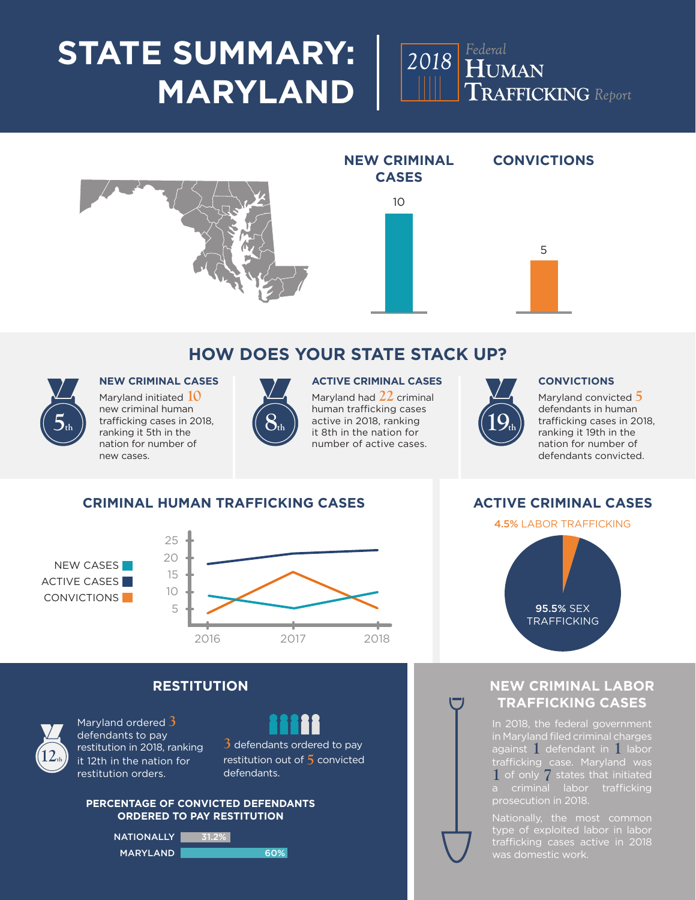# STATE SUMMARY: MARYLAND

*2018 Federal Human Trafficking Report*

## NEW CRIMINAL CASES

10

## CONVICTIONS

5

## HOW DOES YOUR STATE STACK UP?

**5th**

### NEW CRIMINAL CASES

Maryland initiated 10 new criminal human trafficking cases in 2018, ranking it 5th in the nation for number of new cases.

**8th**

### ACTIVE CRIMINAL CASES

Maryland had 22 criminal human trafficking cases active in 2018, ranking it 8th in the nation for number of active cases.

**19th**

### CONVICTIONS

Maryland convicted 5 defendants in human trafficking cases in 2018, ranking it 19th in the nation for number of defendants convicted.

## CRIMINAL HUMAN TRAFFICKING CASES

NEW CASES
ACTIVE CASES
CONVICTIONS

2016 2017 2018

## ACTIVE CRIMINAL CASES

4.5% LABOR TRAFFICKING

95.5% SEX TRAFFICKING

## RESTITUTION

**12th**

Maryland ordered 3 defendants to pay restitution in 2018, ranking it 12th in the nation for restitution orders.

3 defendants ordered to pay restitution out of 5 convicted defendants.

### PERCENTAGE OF CONVICTED DEFENDANTS ORDERED TO PAY RESTITUTION

| | |
|---|---|
| NATIONALLY | 31.2% |
| MARYLAND | 60% |

## NEW CRIMINAL LABOR TRAFFICKING CASES

In 2018, the federal government in Maryland filed criminal charges against 1 defendant in 1 labor trafficking case. Maryland was 1 of only 7 states that initiated a criminal labor trafficking prosecution in 2018.

Nationally, the most common type of exploited labor in labor trafficking cases active in 2018 was domestic work.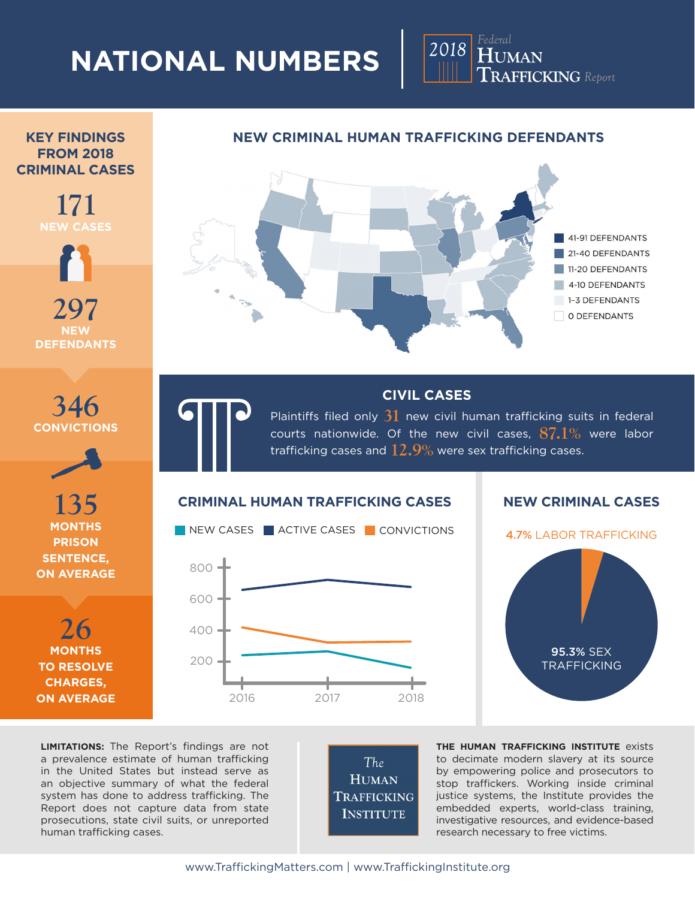# NATIONAL NUMBERS

2018 *Federal* HUMAN TRAFFICKING *Report*

## KEY FINDINGS FROM 2018 CRIMINAL CASES

**171**
NEW CASES

**297**
NEW DEFENDANTS

**346**
CONVICTIONS

**135**
MONTHS PRISON SENTENCE, ON AVERAGE

**26**
MONTHS TO RESOLVE CHARGES, ON AVERAGE

## NEW CRIMINAL HUMAN TRAFFICKING DEFENDANTS

41-91 DEFENDANTS
21-40 DEFENDANTS
11-20 DEFENDANTS
4-10 DEFENDANTS
1-3 DEFENDANTS
0 DEFENDANTS

## CIVIL CASES

Plaintiffs filed only 31 new civil human trafficking suits in federal courts nationwide. Of the new civil cases, 87.1% were labor trafficking cases and 12.9% were sex trafficking cases.

## CRIMINAL HUMAN TRAFFICKING CASES

NEW CASES
ACTIVE CASES
CONVICTIONS

800
600
400
200

2016
2017
2018

## NEW CRIMINAL CASES

4.7% LABOR TRAFFICKING

95.3% SEX TRAFFICKING

**LIMITATIONS:** The Report's findings are not a prevalence estimate of human trafficking in the United States but instead serve as an objective summary of what the federal system has done to address trafficking. The Report does not capture data from state prosecutions, state civil suits, or unreported human trafficking cases.

*The* HUMAN TRAFFICKING INSTITUTE

**THE HUMAN TRAFFICKING INSTITUTE** exists to decimate modern slavery at its source by empowering police and prosecutors to stop traffickers. Working inside criminal justice systems, the Institute provides the embedded experts, world-class training, investigative resources, and evidence-based research necessary to free victims.

www.TraffickingMatters.com | www.TraffickingInstitute.org